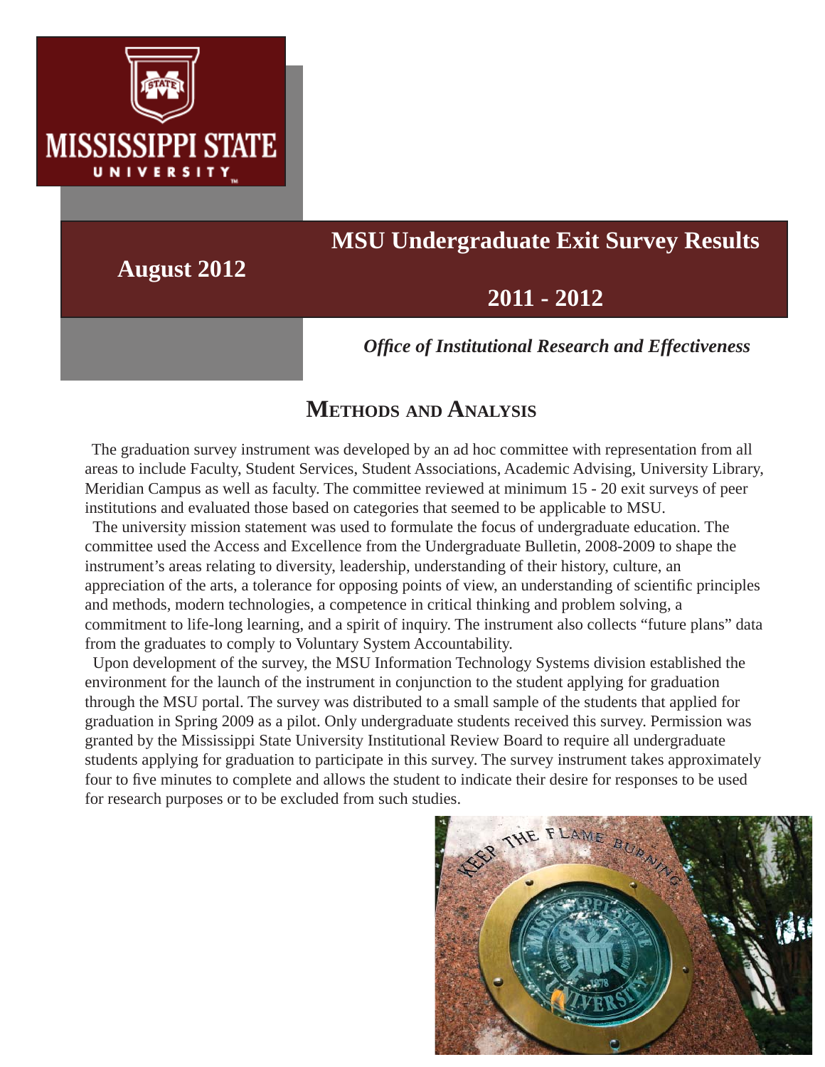MISSISSIPPI STATE UNIVERSITY

# MSU Undergraduate Exit Survey Results

## 2011 - 2012

**August 2012**

***Office of Institutional Research and Effectiveness***

## Methods and Analysis

The graduation survey instrument was developed by an ad hoc committee with representation from all areas to include Faculty, Student Services, Student Associations, Academic Advising, University Library, Meridian Campus as well as faculty. The committee reviewed at minimum 15 - 20 exit surveys of peer institutions and evaluated those based on categories that seemed to be applicable to MSU.

The university mission statement was used to formulate the focus of undergraduate education. The committee used the Access and Excellence from the Undergraduate Bulletin, 2008-2009 to shape the instrument's areas relating to diversity, leadership, understanding of their history, culture, an appreciation of the arts, a tolerance for opposing points of view, an understanding of scientific principles and methods, modern technologies, a competence in critical thinking and problem solving, a commitment to life-long learning, and a spirit of inquiry. The instrument also collects "future plans" data from the graduates to comply to Voluntary System Accountability.

Upon development of the survey, the MSU Information Technology Systems division established the environment for the launch of the instrument in conjunction to the student applying for graduation through the MSU portal. The survey was distributed to a small sample of the students that applied for graduation in Spring 2009 as a pilot. Only undergraduate students received this survey. Permission was granted by the Mississippi State University Institutional Review Board to require all undergraduate students applying for graduation to participate in this survey. The survey instrument takes approximately four to five minutes to complete and allows the student to indicate their desire for responses to be used for research purposes or to be excluded from such studies.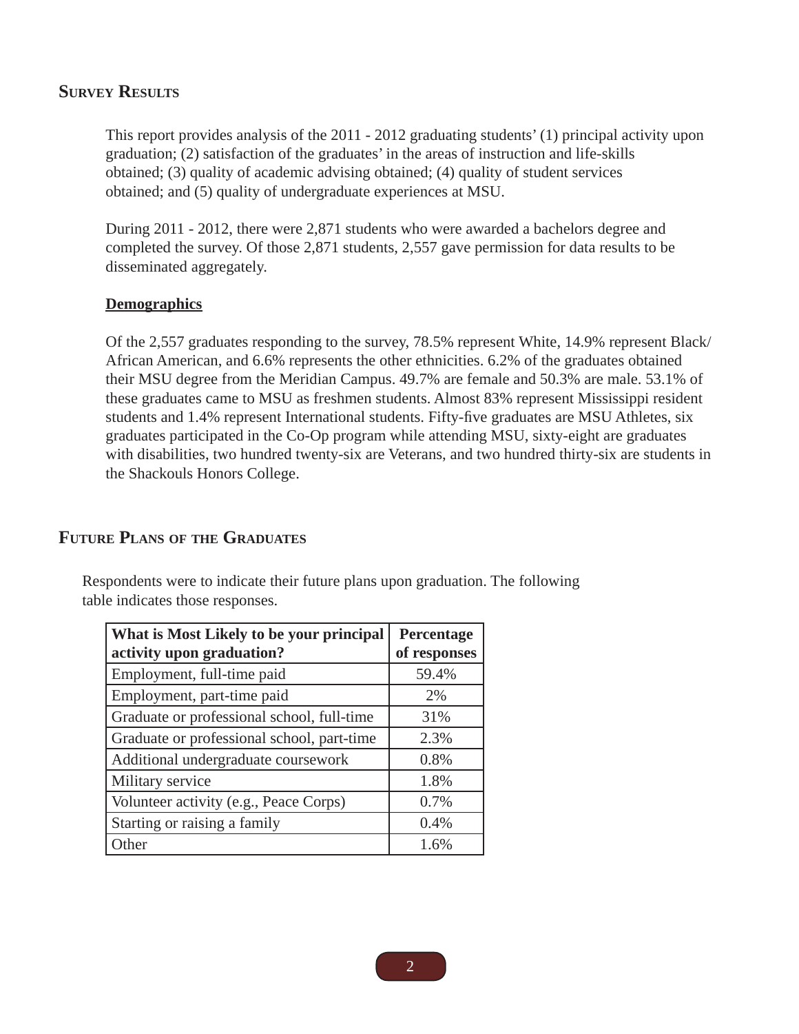## Survey Results

This report provides analysis of the 2011 - 2012 graduating students' (1) principal activity upon graduation; (2) satisfaction of the graduates' in the areas of instruction and life-skills obtained; (3) quality of academic advising obtained; (4) quality of student services obtained; and (5) quality of undergraduate experiences at MSU.

During 2011 - 2012, there were 2,871 students who were awarded a bachelors degree and completed the survey. Of those 2,871 students, 2,557 gave permission for data results to be disseminated aggregately.

### Demographics

Of the 2,557 graduates responding to the survey, 78.5% represent White, 14.9% represent Black/African American, and 6.6% represents the other ethnicities. 6.2% of the graduates obtained their MSU degree from the Meridian Campus. 49.7% are female and 50.3% are male. 53.1% of these graduates came to MSU as freshmen students. Almost 83% represent Mississippi resident students and 1.4% represent International students. Fifty-five graduates are MSU Athletes, six graduates participated in the Co-Op program while attending MSU, sixty-eight are graduates with disabilities, two hundred twenty-six are Veterans, and two hundred thirty-six are students in the Shackouls Honors College.

## Future Plans of the Graduates

Respondents were to indicate their future plans upon graduation. The following table indicates those responses.

| What is Most Likely to be your principal activity upon graduation? | Percentage of responses |
|---|---|
| Employment, full-time paid | 59.4% |
| Employment, part-time paid | 2% |
| Graduate or professional school, full-time | 31% |
| Graduate or professional school, part-time | 2.3% |
| Additional undergraduate coursework | 0.8% |
| Military service | 1.8% |
| Volunteer activity (e.g., Peace Corps) | 0.7% |
| Starting or raising a family | 0.4% |
| Other | 1.6% |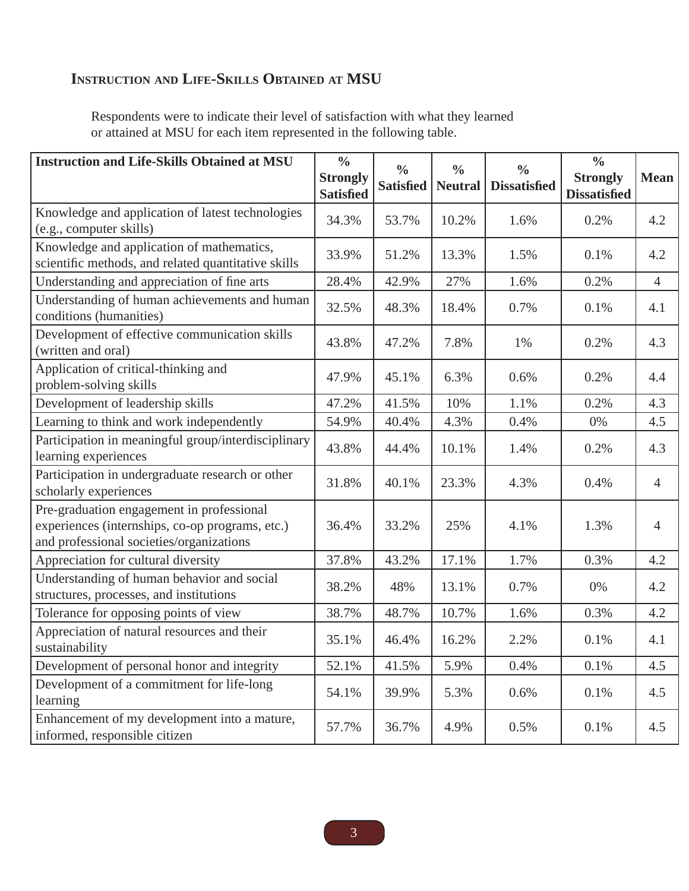## Instruction and Life-Skills Obtained at MSU

Respondents were to indicate their level of satisfaction with what they learned or attained at MSU for each item represented in the following table.

| Instruction and Life-Skills Obtained at MSU | % Strongly Satisfied | % Satisfied | % Neutral | % Dissatisfied | % Strongly Dissatisfied | Mean |
|---|---|---|---|---|---|---|
| Knowledge and application of latest technologies (e.g., computer skills) | 34.3% | 53.7% | 10.2% | 1.6% | 0.2% | 4.2 |
| Knowledge and application of mathematics, scientific methods, and related quantitative skills | 33.9% | 51.2% | 13.3% | 1.5% | 0.1% | 4.2 |
| Understanding and appreciation of fine arts | 28.4% | 42.9% | 27% | 1.6% | 0.2% | 4 |
| Understanding of human achievements and human conditions (humanities) | 32.5% | 48.3% | 18.4% | 0.7% | 0.1% | 4.1 |
| Development of effective communication skills (written and oral) | 43.8% | 47.2% | 7.8% | 1% | 0.2% | 4.3 |
| Application of critical-thinking and problem-solving skills | 47.9% | 45.1% | 6.3% | 0.6% | 0.2% | 4.4 |
| Development of leadership skills | 47.2% | 41.5% | 10% | 1.1% | 0.2% | 4.3 |
| Learning to think and work independently | 54.9% | 40.4% | 4.3% | 0.4% | 0% | 4.5 |
| Participation in meaningful group/interdisciplinary learning experiences | 43.8% | 44.4% | 10.1% | 1.4% | 0.2% | 4.3 |
| Participation in undergraduate research or other scholarly experiences | 31.8% | 40.1% | 23.3% | 4.3% | 0.4% | 4 |
| Pre-graduation engagement in professional experiences (internships, co-op programs, etc.) and professional societies/organizations | 36.4% | 33.2% | 25% | 4.1% | 1.3% | 4 |
| Appreciation for cultural diversity | 37.8% | 43.2% | 17.1% | 1.7% | 0.3% | 4.2 |
| Understanding of human behavior and social structures, processes, and institutions | 38.2% | 48% | 13.1% | 0.7% | 0% | 4.2 |
| Tolerance for opposing points of view | 38.7% | 48.7% | 10.7% | 1.6% | 0.3% | 4.2 |
| Appreciation of natural resources and their sustainability | 35.1% | 46.4% | 16.2% | 2.2% | 0.1% | 4.1 |
| Development of personal honor and integrity | 52.1% | 41.5% | 5.9% | 0.4% | 0.1% | 4.5 |
| Development of a commitment for life-long learning | 54.1% | 39.9% | 5.3% | 0.6% | 0.1% | 4.5 |
| Enhancement of my development into a mature, informed, responsible citizen | 57.7% | 36.7% | 4.9% | 0.5% | 0.1% | 4.5 |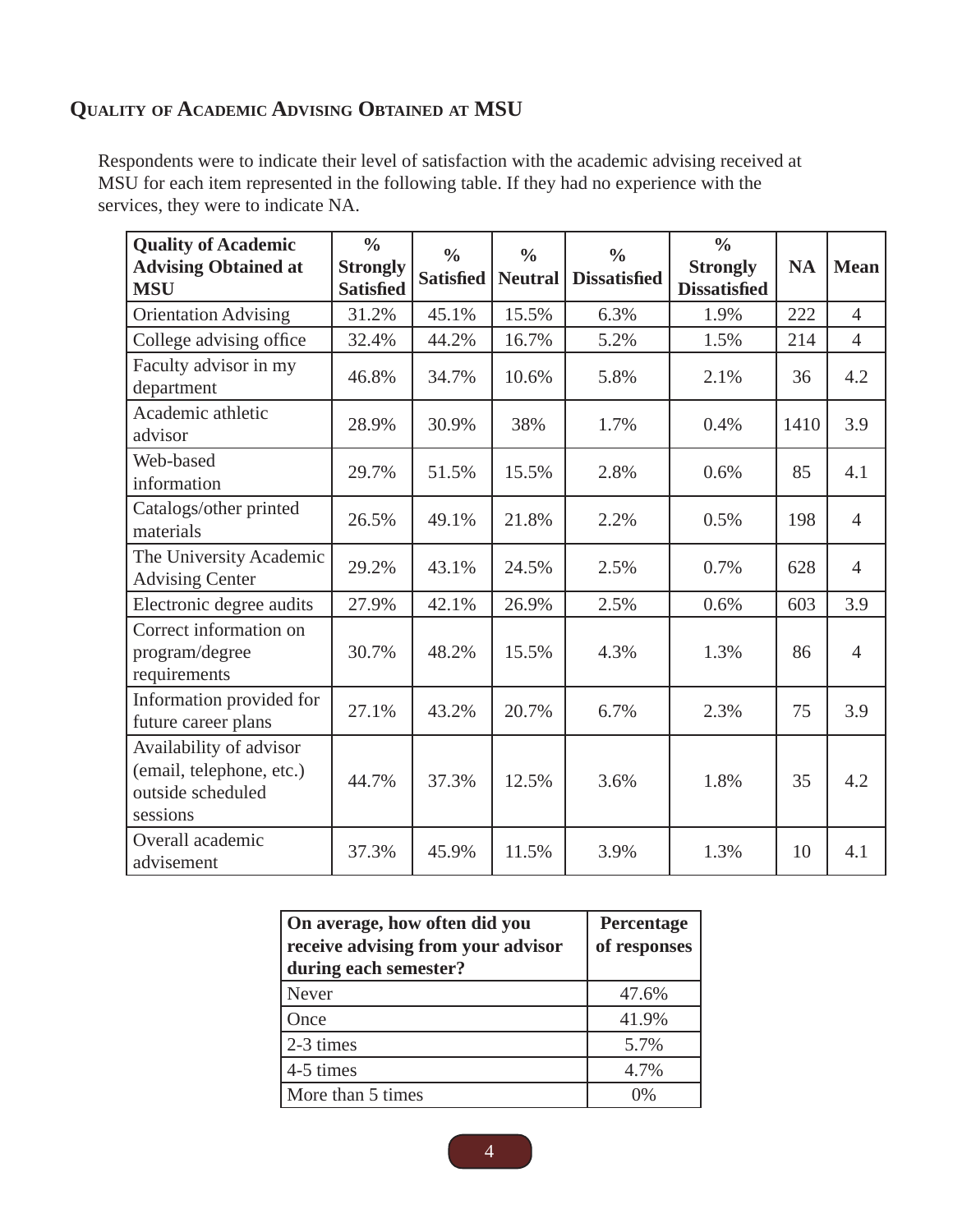## Quality of Academic Advising Obtained at MSU

Respondents were to indicate their level of satisfaction with the academic advising received at MSU for each item represented in the following table. If they had no experience with the services, they were to indicate NA.

| Quality of Academic Advising Obtained at MSU | % Strongly Satisfied | % Satisfied | % Neutral | % Dissatisfied | % Strongly Dissatisfied | NA | Mean |
|---|---|---|---|---|---|---|---|
| Orientation Advising | 31.2% | 45.1% | 15.5% | 6.3% | 1.9% | 222 | 4 |
| College advising office | 32.4% | 44.2% | 16.7% | 5.2% | 1.5% | 214 | 4 |
| Faculty advisor in my department | 46.8% | 34.7% | 10.6% | 5.8% | 2.1% | 36 | 4.2 |
| Academic athletic advisor | 28.9% | 30.9% | 38% | 1.7% | 0.4% | 1410 | 3.9 |
| Web-based information | 29.7% | 51.5% | 15.5% | 2.8% | 0.6% | 85 | 4.1 |
| Catalogs/other printed materials | 26.5% | 49.1% | 21.8% | 2.2% | 0.5% | 198 | 4 |
| The University Academic Advising Center | 29.2% | 43.1% | 24.5% | 2.5% | 0.7% | 628 | 4 |
| Electronic degree audits | 27.9% | 42.1% | 26.9% | 2.5% | 0.6% | 603 | 3.9 |
| Correct information on program/degree requirements | 30.7% | 48.2% | 15.5% | 4.3% | 1.3% | 86 | 4 |
| Information provided for future career plans | 27.1% | 43.2% | 20.7% | 6.7% | 2.3% | 75 | 3.9 |
| Availability of advisor (email, telephone, etc.) outside scheduled sessions | 44.7% | 37.3% | 12.5% | 3.6% | 1.8% | 35 | 4.2 |
| Overall academic advisement | 37.3% | 45.9% | 11.5% | 3.9% | 1.3% | 10 | 4.1 |

| On average, how often did you receive advising from your advisor during each semester? | Percentage of responses |
|---|---|
| Never | 47.6% |
| Once | 41.9% |
| 2-3 times | 5.7% |
| 4-5 times | 4.7% |
| More than 5 times | 0% |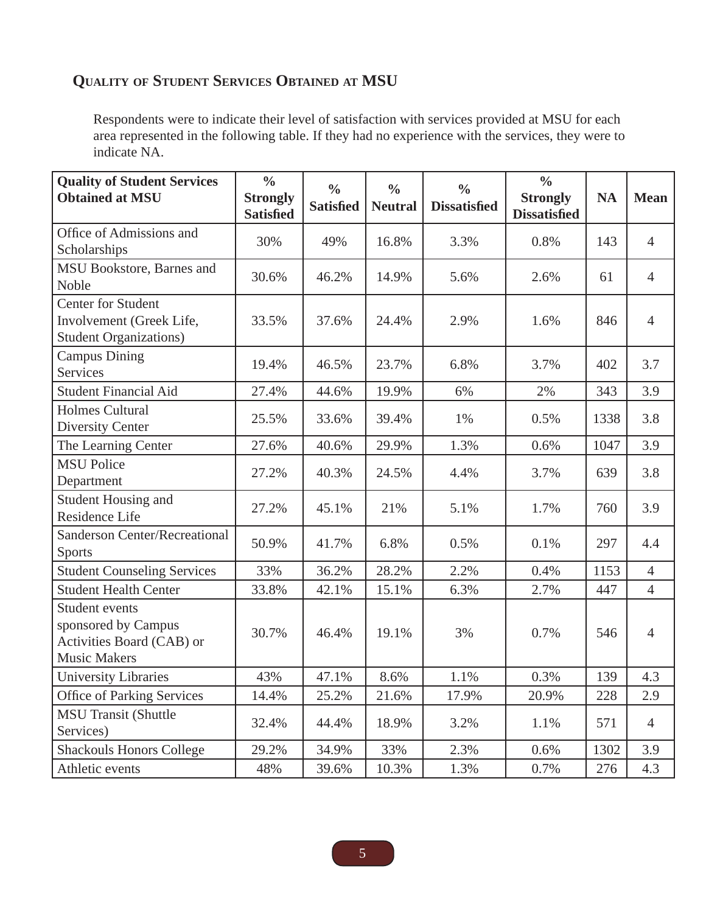## Quality of Student Services Obtained at MSU

Respondents were to indicate their level of satisfaction with services provided at MSU for each area represented in the following table. If they had no experience with the services, they were to indicate NA.

| Quality of Student Services Obtained at MSU | % Strongly Satisfied | % Satisfied | % Neutral | % Dissatisfied | % Strongly Dissatisfied | NA | Mean |
|---|---|---|---|---|---|---|---|
| Office of Admissions and Scholarships | 30% | 49% | 16.8% | 3.3% | 0.8% | 143 | 4 |
| MSU Bookstore, Barnes and Noble | 30.6% | 46.2% | 14.9% | 5.6% | 2.6% | 61 | 4 |
| Center for Student Involvement (Greek Life, Student Organizations) | 33.5% | 37.6% | 24.4% | 2.9% | 1.6% | 846 | 4 |
| Campus Dining Services | 19.4% | 46.5% | 23.7% | 6.8% | 3.7% | 402 | 3.7 |
| Student Financial Aid | 27.4% | 44.6% | 19.9% | 6% | 2% | 343 | 3.9 |
| Holmes Cultural Diversity Center | 25.5% | 33.6% | 39.4% | 1% | 0.5% | 1338 | 3.8 |
| The Learning Center | 27.6% | 40.6% | 29.9% | 1.3% | 0.6% | 1047 | 3.9 |
| MSU Police Department | 27.2% | 40.3% | 24.5% | 4.4% | 3.7% | 639 | 3.8 |
| Student Housing and Residence Life | 27.2% | 45.1% | 21% | 5.1% | 1.7% | 760 | 3.9 |
| Sanderson Center/Recreational Sports | 50.9% | 41.7% | 6.8% | 0.5% | 0.1% | 297 | 4.4 |
| Student Counseling Services | 33% | 36.2% | 28.2% | 2.2% | 0.4% | 1153 | 4 |
| Student Health Center | 33.8% | 42.1% | 15.1% | 6.3% | 2.7% | 447 | 4 |
| Student events sponsored by Campus Activities Board (CAB) or Music Makers | 30.7% | 46.4% | 19.1% | 3% | 0.7% | 546 | 4 |
| University Libraries | 43% | 47.1% | 8.6% | 1.1% | 0.3% | 139 | 4.3 |
| Office of Parking Services | 14.4% | 25.2% | 21.6% | 17.9% | 20.9% | 228 | 2.9 |
| MSU Transit (Shuttle Services) | 32.4% | 44.4% | 18.9% | 3.2% | 1.1% | 571 | 4 |
| Shackouls Honors College | 29.2% | 34.9% | 33% | 2.3% | 0.6% | 1302 | 3.9 |
| Athletic events | 48% | 39.6% | 10.3% | 1.3% | 0.7% | 276 | 4.3 |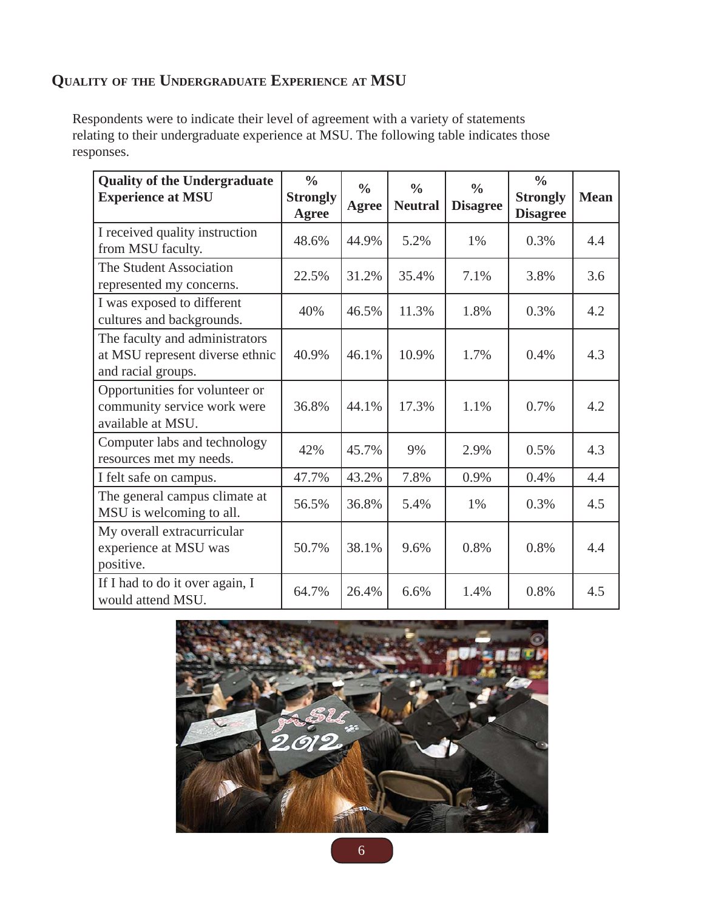## Quality of the Undergraduate Experience at MSU

Respondents were to indicate their level of agreement with a variety of statements relating to their undergraduate experience at MSU. The following table indicates those responses.

| Quality of the Undergraduate Experience at MSU | % Strongly Agree | % Agree | % Neutral | % Disagree | % Strongly Disagree | Mean |
|---|---|---|---|---|---|---|
| I received quality instruction from MSU faculty. | 48.6% | 44.9% | 5.2% | 1% | 0.3% | 4.4 |
| The Student Association represented my concerns. | 22.5% | 31.2% | 35.4% | 7.1% | 3.8% | 3.6 |
| I was exposed to different cultures and backgrounds. | 40% | 46.5% | 11.3% | 1.8% | 0.3% | 4.2 |
| The faculty and administrators at MSU represent diverse ethnic and racial groups. | 40.9% | 46.1% | 10.9% | 1.7% | 0.4% | 4.3 |
| Opportunities for volunteer or community service work were available at MSU. | 36.8% | 44.1% | 17.3% | 1.1% | 0.7% | 4.2 |
| Computer labs and technology resources met my needs. | 42% | 45.7% | 9% | 2.9% | 0.5% | 4.3 |
| I felt safe on campus. | 47.7% | 43.2% | 7.8% | 0.9% | 0.4% | 4.4 |
| The general campus climate at MSU is welcoming to all. | 56.5% | 36.8% | 5.4% | 1% | 0.3% | 4.5 |
| My overall extracurricular experience at MSU was positive. | 50.7% | 38.1% | 9.6% | 0.8% | 0.8% | 4.4 |
| If I had to do it over again, I would attend MSU. | 64.7% | 26.4% | 6.6% | 1.4% | 0.8% | 4.5 |